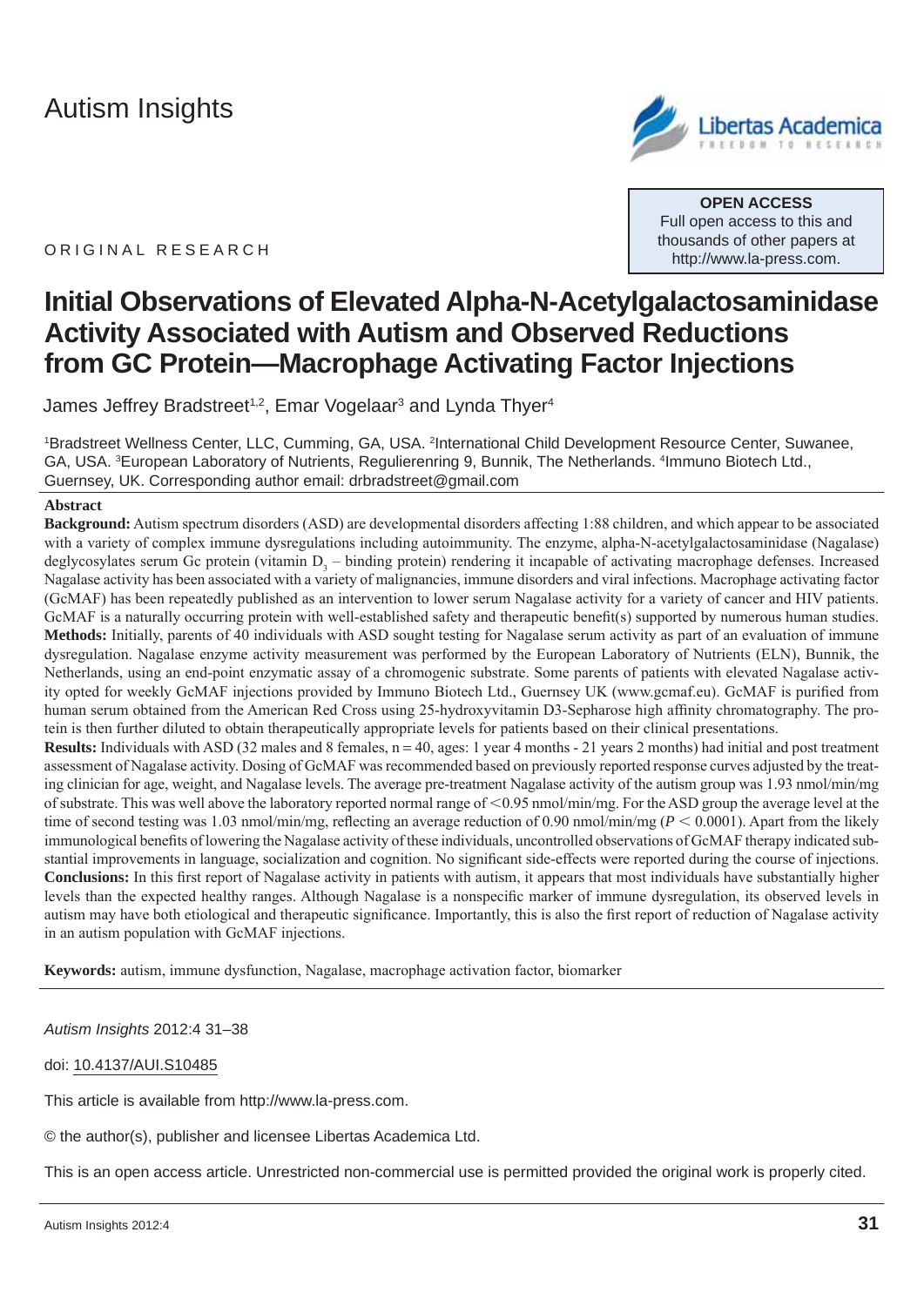Autism Insights

OPEN ACCESS
Full open access to this and thousands of other papers at http://www.la-press.com.

ORIGINAL RESEARCH

# Initial Observations of Elevated Alpha-N-Acetylgalactosaminidase Activity Associated with Autism and Observed Reductions from GC Protein—Macrophage Activating Factor Injections

James Jeffrey Bradstreet[1,2], Emar Vogelaar[3] and Lynda Thyer[4]

[1]Bradstreet Wellness Center, LLC, Cumming, GA, USA. [2]International Child Development Resource Center, Suwanee, GA, USA. [3]European Laboratory of Nutrients, Regulierenring 9, Bunnik, The Netherlands. [4]Immuno Biotech Ltd., Guernsey, UK. Corresponding author email: drbradstreet@gmail.com

## Abstract

**Background:** Autism spectrum disorders (ASD) are developmental disorders affecting 1:88 children, and which appear to be associated with a variety of complex immune dysregulations including autoimmunity. The enzyme, alpha-N-acetylgalactosaminidase (Nagalase) deglycosylates serum Gc protein (vitamin $D_3$ – binding protein) rendering it incapable of activating macrophage defenses. Increased Nagalase activity has been associated with a variety of malignancies, immune disorders and viral infections. Macrophage activating factor (GcMAF) has been repeatedly published as an intervention to lower serum Nagalase activity for a variety of cancer and HIV patients. GcMAF is a naturally occurring protein with well-established safety and therapeutic benefit(s) supported by numerous human studies.

**Methods:** Initially, parents of 40 individuals with ASD sought testing for Nagalase serum activity as part of an evaluation of immune dysregulation. Nagalase enzyme activity measurement was performed by the European Laboratory of Nutrients (ELN), Bunnik, the Netherlands, using an end-point enzymatic assay of a chromogenic substrate. Some parents of patients with elevated Nagalase activity opted for weekly GcMAF injections provided by Immuno Biotech Ltd., Guernsey UK (www.gcmaf.eu). GcMAF is purified from human serum obtained from the American Red Cross using 25-hydroxyvitamin D3-Sepharose high affinity chromatography. The protein is then further diluted to obtain therapeutically appropriate levels for patients based on their clinical presentations.

**Results:** Individuals with ASD (32 males and 8 females, n = 40, ages: 1 year 4 months - 21 years 2 months) had initial and post treatment assessment of Nagalase activity. Dosing of GcMAF was recommended based on previously reported response curves adjusted by the treating clinician for age, weight, and Nagalase levels. The average pre-treatment Nagalase activity of the autism group was 1.93 nmol/min/mg of substrate. This was well above the laboratory reported normal range of <0.95 nmol/min/mg. For the ASD group the average level at the time of second testing was 1.03 nmol/min/mg, reflecting an average reduction of 0.90 nmol/min/mg ($P < 0.0001$). Apart from the likely immunological benefits of lowering the Nagalase activity of these individuals, uncontrolled observations of GcMAF therapy indicated substantial improvements in language, socialization and cognition. No significant side-effects were reported during the course of injections.

**Conclusions:** In this first report of Nagalase activity in patients with autism, it appears that most individuals have substantially higher levels than the expected healthy ranges. Although Nagalase is a nonspecific marker of immune dysregulation, its observed levels in autism may have both etiological and therapeutic significance. Importantly, this is also the first report of reduction of Nagalase activity in an autism population with GcMAF injections.

**Keywords:** autism, immune dysfunction, Nagalase, macrophage activation factor, biomarker

*Autism Insights* 2012:4 31–38

doi: 10.4137/AUI.S10485

This article is available from http://www.la-press.com.

© the author(s), publisher and licensee Libertas Academica Ltd.

This is an open access article. Unrestricted non-commercial use is permitted provided the original work is properly cited.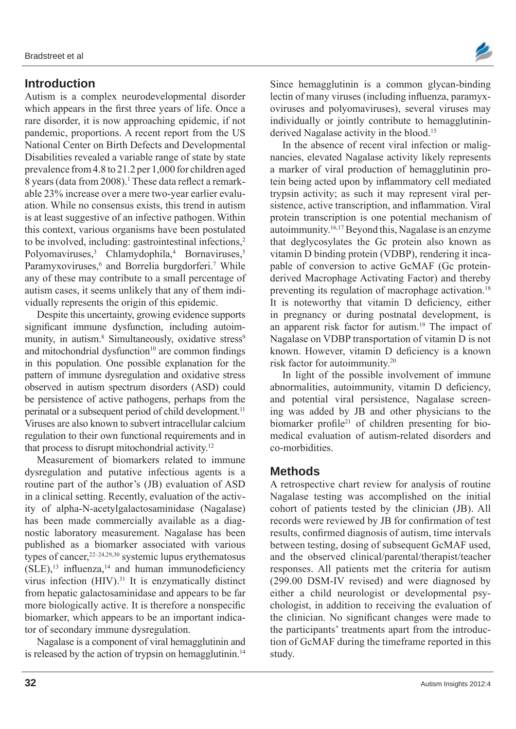## Introduction

Autism is a complex neurodevelopmental disorder which appears in the first three years of life. Once a rare disorder, it is now approaching epidemic, if not pandemic, proportions. A recent report from the US National Center on Birth Defects and Developmental Disabilities revealed a variable range of state by state prevalence from 4.8 to 21.2 per 1,000 for children aged 8 years (data from 2008).[1] These data reflect a remarkable 23% increase over a mere two-year earlier evaluation. While no consensus exists, this trend in autism is at least suggestive of an infective pathogen. Within this context, various organisms have been postulated to be involved, including: gastrointestinal infections,[2] Polyomaviruses,[3] Chlamydophila,[4] Bornaviruses,[5] Paramyxoviruses,[6] and Borrelia burgdorferi.[7] While any of these may contribute to a small percentage of autism cases, it seems unlikely that any of them individually represents the origin of this epidemic.

Despite this uncertainty, growing evidence supports significant immune dysfunction, including autoimmunity, in autism.[8] Simultaneously, oxidative stress[9] and mitochondrial dysfunction[10] are common findings in this population. One possible explanation for the pattern of immune dysregulation and oxidative stress observed in autism spectrum disorders (ASD) could be persistence of active pathogens, perhaps from the perinatal or a subsequent period of child development.[11] Viruses are also known to subvert intracellular calcium regulation to their own functional requirements and in that process to disrupt mitochondrial activity.[12]

Measurement of biomarkers related to immune dysregulation and putative infectious agents is a routine part of the author's (JB) evaluation of ASD in a clinical setting. Recently, evaluation of the activity of alpha-N-acetylgalactosaminidase (Nagalase) has been made commercially available as a diagnostic laboratory measurement. Nagalase has been published as a biomarker associated with various types of cancer,[22–24,29,30] systemic lupus erythematosus (SLE),[13] influenza,[14] and human immunodeficiency virus infection (HIV).[31] It is enzymatically distinct from hepatic galactosaminidase and appears to be far more biologically active. It is therefore a nonspecific biomarker, which appears to be an important indicator of secondary immune dysregulation.

Nagalase is a component of viral hemagglutinin and is released by the action of trypsin on hemagglutinin.[14] Since hemagglutinin is a common glycan-binding lectin of many viruses (including influenza, paramyxoviruses and polyomaviruses), several viruses may individually or jointly contribute to hemagglutinin-derived Nagalase activity in the blood.[15]

In the absence of recent viral infection or malignancies, elevated Nagalase activity likely represents a marker of viral production of hemagglutinin protein being acted upon by inflammatory cell mediated trypsin activity; as such it may represent viral persistence, active transcription, and inflammation. Viral protein transcription is one potential mechanism of autoimmunity.[16,17] Beyond this, Nagalase is an enzyme that deglycosylates the Gc protein also known as vitamin D binding protein (VDBP), rendering it incapable of conversion to active GcMAF (Gc protein-derived Macrophage Activating Factor) and thereby preventing its regulation of macrophage activation.[18] It is noteworthy that vitamin D deficiency, either in pregnancy or during postnatal development, is an apparent risk factor for autism.[19] The impact of Nagalase on VDBP transportation of vitamin D is not known. However, vitamin D deficiency is a known risk factor for autoimmunity.[20]

In light of the possible involvement of immune abnormalities, autoimmunity, vitamin D deficiency, and potential viral persistence, Nagalase screening was added by JB and other physicians to the biomarker profile[21] of children presenting for biomedical evaluation of autism-related disorders and co-morbidities.

## Methods

A retrospective chart review for analysis of routine Nagalase testing was accomplished on the initial cohort of patients tested by the clinician (JB). All records were reviewed by JB for confirmation of test results, confirmed diagnosis of autism, time intervals between testing, dosing of subsequent GcMAF used, and the observed clinical/parental/therapist/teacher responses. All patients met the criteria for autism (299.00 DSM-IV revised) and were diagnosed by either a child neurologist or developmental psychologist, in addition to receiving the evaluation of the clinician. No significant changes were made to the participants' treatments apart from the introduction of GcMAF during the timeframe reported in this study.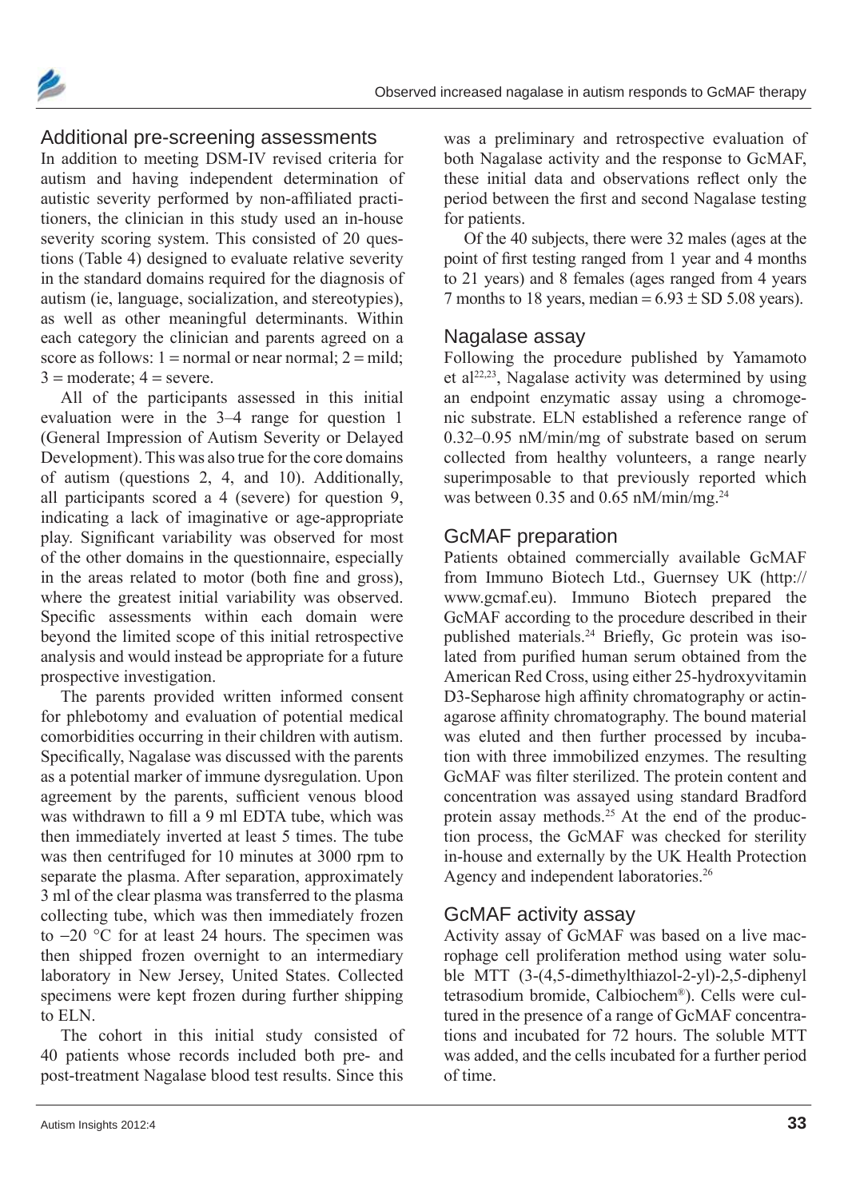## Additional pre-screening assessments

In addition to meeting DSM-IV revised criteria for autism and having independent determination of autistic severity performed by non-affiliated practitioners, the clinician in this study used an in-house severity scoring system. This consisted of 20 questions (Table 4) designed to evaluate relative severity in the standard domains required for the diagnosis of autism (ie, language, socialization, and stereotypies), as well as other meaningful determinants. Within each category the clinician and parents agreed on a score as follows: 1 = normal or near normal; 2 = mild; 3 = moderate; 4 = severe.

All of the participants assessed in this initial evaluation were in the 3–4 range for question 1 (General Impression of Autism Severity or Delayed Development). This was also true for the core domains of autism (questions 2, 4, and 10). Additionally, all participants scored a 4 (severe) for question 9, indicating a lack of imaginative or age-appropriate play. Significant variability was observed for most of the other domains in the questionnaire, especially in the areas related to motor (both fine and gross), where the greatest initial variability was observed. Specific assessments within each domain were beyond the limited scope of this initial retrospective analysis and would instead be appropriate for a future prospective investigation.

The parents provided written informed consent for phlebotomy and evaluation of potential medical comorbidities occurring in their children with autism. Specifically, Nagalase was discussed with the parents as a potential marker of immune dysregulation. Upon agreement by the parents, sufficient venous blood was withdrawn to fill a 9 ml EDTA tube, which was then immediately inverted at least 5 times. The tube was then centrifuged for 10 minutes at 3000 rpm to separate the plasma. After separation, approximately 3 ml of the clear plasma was transferred to the plasma collecting tube, which was then immediately frozen to −20 °C for at least 24 hours. The specimen was then shipped frozen overnight to an intermediary laboratory in New Jersey, United States. Collected specimens were kept frozen during further shipping to ELN.

The cohort in this initial study consisted of 40 patients whose records included both pre- and post-treatment Nagalase blood test results. Since this was a preliminary and retrospective evaluation of both Nagalase activity and the response to GcMAF, these initial data and observations reflect only the period between the first and second Nagalase testing for patients.

Of the 40 subjects, there were 32 males (ages at the point of first testing ranged from 1 year and 4 months to 21 years) and 8 females (ages ranged from 4 years 7 months to 18 years, median = 6.93 ± SD 5.08 years).

## Nagalase assay

Following the procedure published by Yamamoto et al[22,23], Nagalase activity was determined by using an endpoint enzymatic assay using a chromogenic substrate. ELN established a reference range of 0.32–0.95 nM/min/mg of substrate based on serum collected from healthy volunteers, a range nearly superimposable to that previously reported which was between 0.35 and 0.65 nM/min/mg.[24]

## GcMAF preparation

Patients obtained commercially available GcMAF from Immuno Biotech Ltd., Guernsey UK (http://www.gcmaf.eu). Immuno Biotech prepared the GcMAF according to the procedure described in their published materials.[24] Briefly, Gc protein was isolated from purified human serum obtained from the American Red Cross, using either 25-hydroxyvitamin D3-Sepharose high affinity chromatography or actin-agarose affinity chromatography. The bound material was eluted and then further processed by incubation with three immobilized enzymes. The resulting GcMAF was filter sterilized. The protein content and concentration was assayed using standard Bradford protein assay methods.[25] At the end of the production process, the GcMAF was checked for sterility in-house and externally by the UK Health Protection Agency and independent laboratories.[26]

## GcMAF activity assay

Activity assay of GcMAF was based on a live macrophage cell proliferation method using water soluble MTT (3-(4,5-dimethylthiazol-2-yl)-2,5-diphenyl tetrasodium bromide, Calbiochem®). Cells were cultured in the presence of a range of GcMAF concentrations and incubated for 72 hours. The soluble MTT was added, and the cells incubated for a further period of time.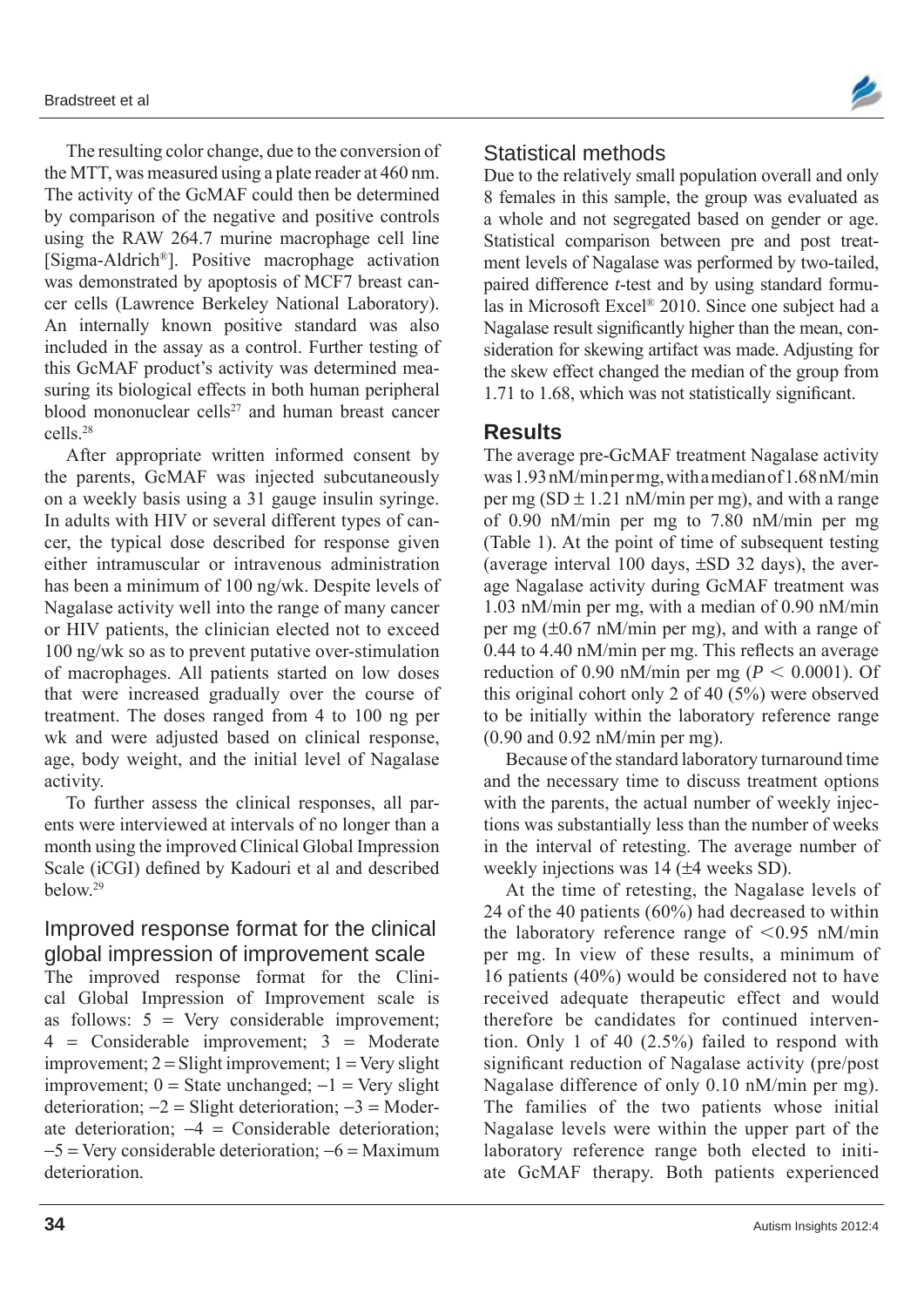The resulting color change, due to the conversion of the MTT, was measured using a plate reader at 460 nm. The activity of the GcMAF could then be determined by comparison of the negative and positive controls using the RAW 264.7 murine macrophage cell line [Sigma-Aldrich®]. Positive macrophage activation was demonstrated by apoptosis of MCF7 breast cancer cells (Lawrence Berkeley National Laboratory). An internally known positive standard was also included in the assay as a control. Further testing of this GcMAF product's activity was determined measuring its biological effects in both human peripheral blood mononuclear cells[27] and human breast cancer cells.[28]

After appropriate written informed consent by the parents, GcMAF was injected subcutaneously on a weekly basis using a 31 gauge insulin syringe. In adults with HIV or several different types of cancer, the typical dose described for response given either intramuscular or intravenous administration has been a minimum of 100 ng/wk. Despite levels of Nagalase activity well into the range of many cancer or HIV patients, the clinician elected not to exceed 100 ng/wk so as to prevent putative over-stimulation of macrophages. All patients started on low doses that were increased gradually over the course of treatment. The doses ranged from 4 to 100 ng per wk and were adjusted based on clinical response, age, body weight, and the initial level of Nagalase activity.

To further assess the clinical responses, all parents were interviewed at intervals of no longer than a month using the improved Clinical Global Impression Scale (iCGI) defined by Kadouri et al and described below.[29]

## Improved response format for the clinical global impression of improvement scale

The improved response format for the Clinical Global Impression of Improvement scale is as follows: 5 = Very considerable improvement; 4 = Considerable improvement; 3 = Moderate improvement; 2 = Slight improvement; 1 = Very slight improvement; 0 = State unchanged; −1 = Very slight deterioration; −2 = Slight deterioration; −3 = Moderate deterioration; −4 = Considerable deterioration; −5 = Very considerable deterioration; −6 = Maximum deterioration.

## Statistical methods

Due to the relatively small population overall and only 8 females in this sample, the group was evaluated as a whole and not segregated based on gender or age. Statistical comparison between pre and post treatment levels of Nagalase was performed by two-tailed, paired difference *t*-test and by using standard formulas in Microsoft Excel® 2010. Since one subject had a Nagalase result significantly higher than the mean, consideration for skewing artifact was made. Adjusting for the skew effect changed the median of the group from 1.71 to 1.68, which was not statistically significant.

## Results

The average pre-GcMAF treatment Nagalase activity was 1.93 nM/min per mg, with a median of 1.68 nM/min per mg (SD ± 1.21 nM/min per mg), and with a range of 0.90 nM/min per mg to 7.80 nM/min per mg (Table 1). At the point of time of subsequent testing (average interval 100 days, ±SD 32 days), the average Nagalase activity during GcMAF treatment was 1.03 nM/min per mg, with a median of 0.90 nM/min per mg (±0.67 nM/min per mg), and with a range of 0.44 to 4.40 nM/min per mg. This reflects an average reduction of 0.90 nM/min per mg ($P < 0.0001$). Of this original cohort only 2 of 40 (5%) were observed to be initially within the laboratory reference range (0.90 and 0.92 nM/min per mg).

Because of the standard laboratory turnaround time and the necessary time to discuss treatment options with the parents, the actual number of weekly injections was substantially less than the number of weeks in the interval of retesting. The average number of weekly injections was 14 (±4 weeks SD).

At the time of retesting, the Nagalase levels of 24 of the 40 patients (60%) had decreased to within the laboratory reference range of <0.95 nM/min per mg. In view of these results, a minimum of 16 patients (40%) would be considered not to have received adequate therapeutic effect and would therefore be candidates for continued intervention. Only 1 of 40 (2.5%) failed to respond with significant reduction of Nagalase activity (pre/post Nagalase difference of only 0.10 nM/min per mg). The families of the two patients whose initial Nagalase levels were within the upper part of the laboratory reference range both elected to initiate GcMAF therapy. Both patients experienced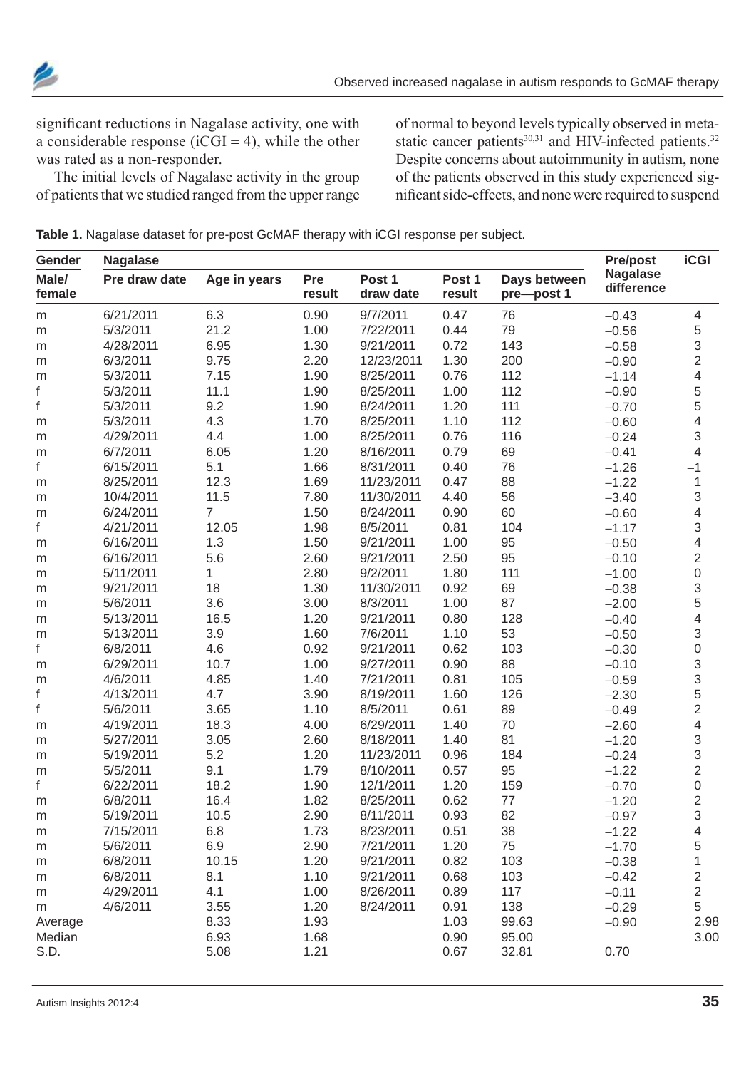significant reductions in Nagalase activity, one with a considerable response (iCGI = 4), while the other was rated as a non-responder.

The initial levels of Nagalase activity in the group of patients that we studied ranged from the upper range of normal to beyond levels typically observed in metastatic cancer patients[30,31] and HIV-infected patients.[32] Despite concerns about autoimmunity in autism, none of the patients observed in this study experienced significant side-effects, and none were required to suspend

**Table 1.** Nagalase dataset for pre-post GcMAF therapy with iCGI response per subject.

| Gender | Nagalase | | | | | | | Pre/post Nagalase difference | iCGI |
|---|---|---|---|---|---|---|---|---|---|
| Male/female | Pre draw date | Age in years | Pre result | Post 1 draw date | Post 1 result | Days between pre—post 1 | | | |
| m | 6/21/2011 | 6.3 | 0.90 | 9/7/2011 | 0.47 | 76 | | −0.43 | 4 |
| m | 5/3/2011 | 21.2 | 1.00 | 7/22/2011 | 0.44 | 79 | | −0.56 | 5 |
| m | 4/28/2011 | 6.95 | 1.30 | 9/21/2011 | 0.72 | 143 | | −0.58 | 3 |
| m | 6/3/2011 | 9.75 | 2.20 | 12/23/2011 | 1.30 | 200 | | −0.90 | 2 |
| m | 5/3/2011 | 7.15 | 1.90 | 8/25/2011 | 0.76 | 112 | | −1.14 | 4 |
| f | 5/3/2011 | 11.1 | 1.90 | 8/25/2011 | 1.00 | 112 | | −0.90 | 5 |
| f | 5/3/2011 | 9.2 | 1.90 | 8/24/2011 | 1.20 | 111 | | −0.70 | 5 |
| m | 5/3/2011 | 4.3 | 1.70 | 8/25/2011 | 1.10 | 112 | | −0.60 | 4 |
| m | 4/29/2011 | 4.4 | 1.00 | 8/25/2011 | 0.76 | 116 | | −0.24 | 3 |
| m | 6/7/2011 | 6.05 | 1.20 | 8/16/2011 | 0.79 | 69 | | −0.41 | 4 |
| f | 6/15/2011 | 5.1 | 1.66 | 8/31/2011 | 0.40 | 76 | | −1.26 | −1 |
| m | 8/25/2011 | 12.3 | 1.69 | 11/23/2011 | 0.47 | 88 | | −1.22 | 1 |
| m | 10/4/2011 | 11.5 | 7.80 | 11/30/2011 | 4.40 | 56 | | −3.40 | 3 |
| m | 6/24/2011 | 7 | 1.50 | 8/24/2011 | 0.90 | 60 | | −0.60 | 4 |
| f | 4/21/2011 | 12.05 | 1.98 | 8/5/2011 | 0.81 | 104 | | −1.17 | 3 |
| m | 6/16/2011 | 1.3 | 1.50 | 9/21/2011 | 1.00 | 95 | | −0.50 | 4 |
| m | 6/16/2011 | 5.6 | 2.60 | 9/21/2011 | 2.50 | 95 | | −0.10 | 2 |
| m | 5/11/2011 | 1 | 2.80 | 9/2/2011 | 1.80 | 111 | | −1.00 | 0 |
| m | 9/21/2011 | 18 | 1.30 | 11/30/2011 | 0.92 | 69 | | −0.38 | 3 |
| m | 5/6/2011 | 3.6 | 3.00 | 8/3/2011 | 1.00 | 87 | | −2.00 | 5 |
| m | 5/13/2011 | 16.5 | 1.20 | 9/21/2011 | 0.80 | 128 | | −0.40 | 4 |
| m | 5/13/2011 | 3.9 | 1.60 | 7/6/2011 | 1.10 | 53 | | −0.50 | 3 |
| f | 6/8/2011 | 4.6 | 0.92 | 9/21/2011 | 0.62 | 103 | | −0.30 | 0 |
| m | 6/29/2011 | 10.7 | 1.00 | 9/27/2011 | 0.90 | 88 | | −0.10 | 3 |
| m | 4/6/2011 | 4.85 | 1.40 | 7/21/2011 | 0.81 | 105 | | −0.59 | 3 |
| f | 4/13/2011 | 4.7 | 3.90 | 8/19/2011 | 1.60 | 126 | | −2.30 | 5 |
| f | 5/6/2011 | 3.65 | 1.10 | 8/5/2011 | 0.61 | 89 | | −0.49 | 2 |
| m | 4/19/2011 | 18.3 | 4.00 | 6/29/2011 | 1.40 | 70 | | −2.60 | 4 |
| m | 5/27/2011 | 3.05 | 2.60 | 8/18/2011 | 1.40 | 81 | | −1.20 | 3 |
| m | 5/19/2011 | 5.2 | 1.20 | 11/23/2011 | 0.96 | 184 | | −0.24 | 3 |
| m | 5/5/2011 | 9.1 | 1.79 | 8/10/2011 | 0.57 | 95 | | −1.22 | 2 |
| f | 6/22/2011 | 18.2 | 1.90 | 12/1/2011 | 1.20 | 159 | | −0.70 | 0 |
| m | 6/8/2011 | 16.4 | 1.82 | 8/25/2011 | 0.62 | 77 | | −1.20 | 2 |
| m | 5/19/2011 | 10.5 | 2.90 | 8/11/2011 | 0.93 | 82 | | −0.97 | 3 |
| m | 7/15/2011 | 6.8 | 1.73 | 8/23/2011 | 0.51 | 38 | | −1.22 | 4 |
| m | 5/6/2011 | 6.9 | 2.90 | 7/21/2011 | 1.20 | 75 | | −1.70 | 5 |
| m | 6/8/2011 | 10.15 | 1.20 | 9/21/2011 | 0.82 | 103 | | −0.38 | 1 |
| m | 6/8/2011 | 8.1 | 1.10 | 9/21/2011 | 0.68 | 103 | | −0.42 | 2 |
| m | 4/29/2011 | 4.1 | 1.00 | 8/26/2011 | 0.89 | 117 | | −0.11 | 2 |
| m | 4/6/2011 | 3.55 | 1.20 | 8/24/2011 | 0.91 | 138 | | −0.29 | 5 |
| Average | | 8.33 | 1.93 | | 1.03 | 99.63 | | −0.90 | 2.98 |
| Median | | 6.93 | 1.68 | | 0.90 | 95.00 | | | 3.00 |
| S.D. | | 5.08 | 1.21 | | 0.67 | 32.81 | | 0.70 | |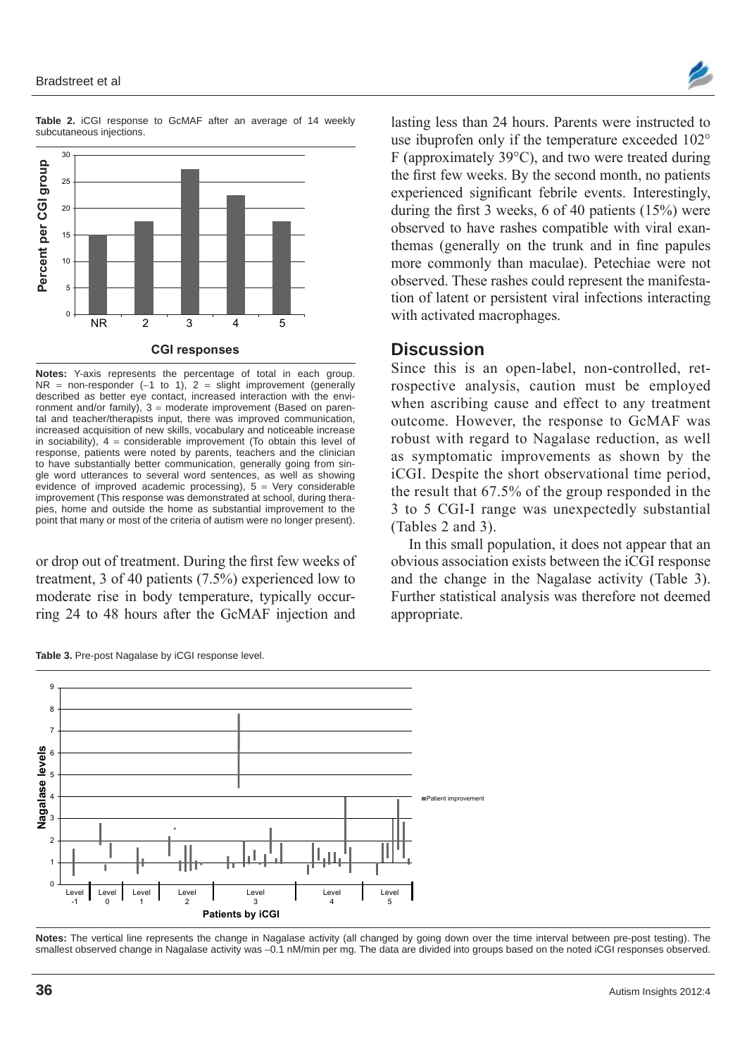**Table 2.** iCGI response to GcMAF after an average of 14 weekly subcutaneous injections.

**Notes:** Y-axis represents the percentage of total in each group. NR = non-responder (–1 to 1), 2 = slight improvement (generally described as better eye contact, increased interaction with the environment and/or family), 3 = moderate improvement (Based on parental and teacher/therapists input, there was improved communication, increased acquisition of new skills, vocabulary and noticeable increase in sociability), 4 = considerable improvement (To obtain this level of response, patients were noted by parents, teachers and the clinician to have substantially better communication, generally going from single word utterances to several word sentences, as well as showing evidence of improved academic processing), 5 = Very considerable improvement (This response was demonstrated at school, during therapies, home and outside the home as substantial improvement to the point that many or most of the criteria of autism were no longer present).

or drop out of treatment. During the first few weeks of treatment, 3 of 40 patients (7.5%) experienced low to moderate rise in body temperature, typically occurring 24 to 48 hours after the GcMAF injection and lasting less than 24 hours. Parents were instructed to use ibuprofen only if the temperature exceeded 102° F (approximately 39°C), and two were treated during the first few weeks. By the second month, no patients experienced significant febrile events. Interestingly, during the first 3 weeks, 6 of 40 patients (15%) were observed to have rashes compatible with viral exanthemas (generally on the trunk and in fine papules more commonly than maculae). Petechiae were not observed. These rashes could represent the manifestation of latent or persistent viral infections interacting with activated macrophages.

## Discussion

Since this is an open-label, non-controlled, retrospective analysis, caution must be employed when ascribing cause and effect to any treatment outcome. However, the response to GcMAF was robust with regard to Nagalase reduction, as well as symptomatic improvements as shown by the iCGI. Despite the short observational time period, the result that 67.5% of the group responded in the 3 to 5 CGI-I range was unexpectedly substantial (Tables 2 and 3).

In this small population, it does not appear that an obvious association exists between the iCGI response and the change in the Nagalase activity (Table 3). Further statistical analysis was therefore not deemed appropriate.

**Table 3.** Pre-post Nagalase by iCGI response level.

**Notes:** The vertical line represents the change in Nagalase activity (all changed by going down over the time interval between pre-post testing). The smallest observed change in Nagalase activity was –0.1 nM/min per mg. The data are divided into groups based on the noted iCGI responses observed.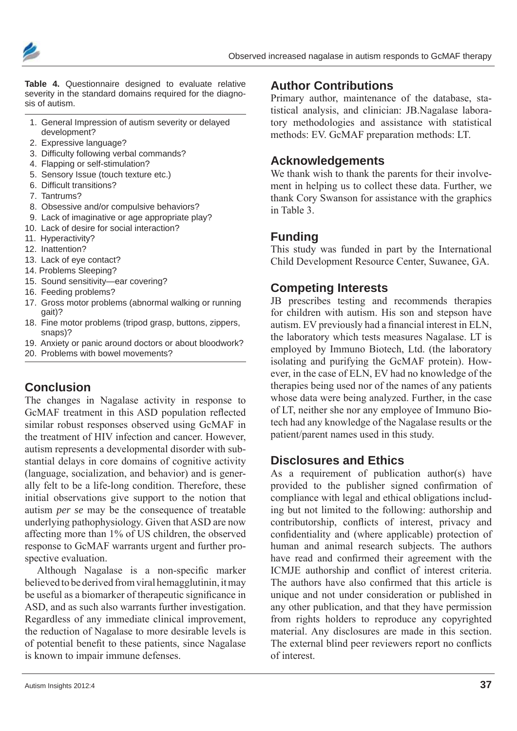**Table 4.** Questionnaire designed to evaluate relative severity in the standard domains required for the diagnosis of autism.

1. General Impression of autism severity or delayed development?
2. Expressive language?
3. Difficulty following verbal commands?
4. Flapping or self-stimulation?
5. Sensory Issue (touch texture etc.)
6. Difficult transitions?
7. Tantrums?
8. Obsessive and/or compulsive behaviors?
9. Lack of imaginative or age appropriate play?
10. Lack of desire for social interaction?
11. Hyperactivity?
12. Inattention?
13. Lack of eye contact?
14. Problems Sleeping?
15. Sound sensitivity—ear covering?
16. Feeding problems?
17. Gross motor problems (abnormal walking or running gait)?
18. Fine motor problems (tripod grasp, buttons, zippers, snaps)?
19. Anxiety or panic around doctors or about bloodwork?
20. Problems with bowel movements?

## Conclusion

The changes in Nagalase activity in response to GcMAF treatment in this ASD population reflected similar robust responses observed using GcMAF in the treatment of HIV infection and cancer. However, autism represents a developmental disorder with substantial delays in core domains of cognitive activity (language, socialization, and behavior) and is generally felt to be a life-long condition. Therefore, these initial observations give support to the notion that autism *per se* may be the consequence of treatable underlying pathophysiology. Given that ASD are now affecting more than 1% of US children, the observed response to GcMAF warrants urgent and further prospective evaluation.

Although Nagalase is a non-specific marker believed to be derived from viral hemagglutinin, it may be useful as a biomarker of therapeutic significance in ASD, and as such also warrants further investigation. Regardless of any immediate clinical improvement, the reduction of Nagalase to more desirable levels is of potential benefit to these patients, since Nagalase is known to impair immune defenses.

## Author Contributions

Primary author, maintenance of the database, statistical analysis, and clinician: JB.Nagalase laboratory methodologies and assistance with statistical methods: EV. GcMAF preparation methods: LT.

## Acknowledgements

We thank wish to thank the parents for their involvement in helping us to collect these data. Further, we thank Cory Swanson for assistance with the graphics in Table 3.

## Funding

This study was funded in part by the International Child Development Resource Center, Suwanee, GA.

## Competing Interests

JB prescribes testing and recommends therapies for children with autism. His son and stepson have autism. EV previously had a financial interest in ELN, the laboratory which tests measures Nagalase. LT is employed by Immuno Biotech, Ltd. (the laboratory isolating and purifying the GcMAF protein). However, in the case of ELN, EV had no knowledge of the therapies being used nor of the names of any patients whose data were being analyzed. Further, in the case of LT, neither she nor any employee of Immuno Biotech had any knowledge of the Nagalase results or the patient/parent names used in this study.

## Disclosures and Ethics

As a requirement of publication author(s) have provided to the publisher signed confirmation of compliance with legal and ethical obligations including but not limited to the following: authorship and contributorship, conflicts of interest, privacy and confidentiality and (where applicable) protection of human and animal research subjects. The authors have read and confirmed their agreement with the ICMJE authorship and conflict of interest criteria. The authors have also confirmed that this article is unique and not under consideration or published in any other publication, and that they have permission from rights holders to reproduce any copyrighted material. Any disclosures are made in this section. The external blind peer reviewers report no conflicts of interest.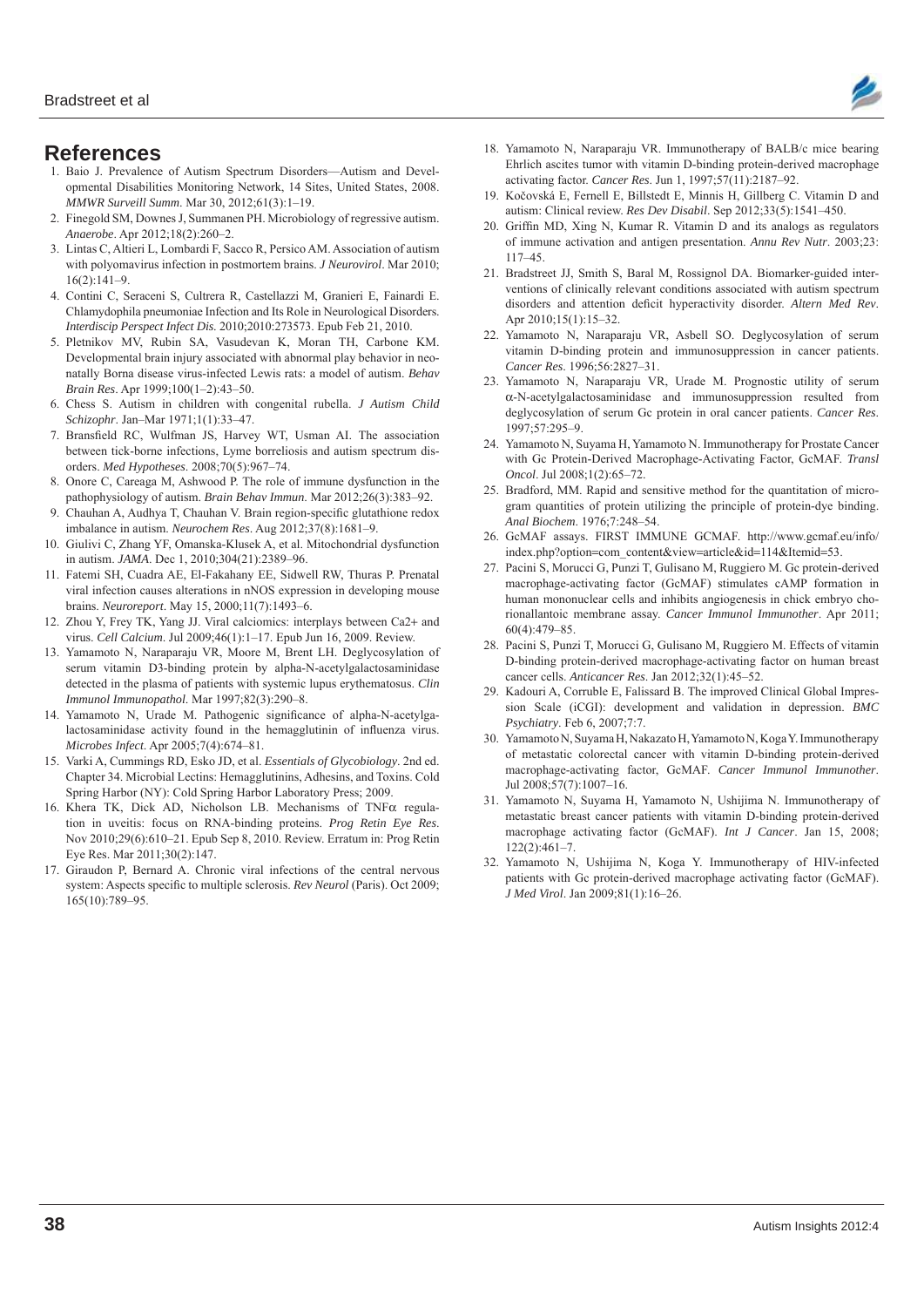## References

1. Baio J. Prevalence of Autism Spectrum Disorders—Autism and Developmental Disabilities Monitoring Network, 14 Sites, United States, 2008. *MMWR Surveill Summ*. Mar 30, 2012;61(3):1–19.
2. Finegold SM, Downes J, Summanen PH. Microbiology of regressive autism. *Anaerobe*. Apr 2012;18(2):260–2.
3. Lintas C, Altieri L, Lombardi F, Sacco R, Persico AM. Association of autism with polyomavirus infection in postmortem brains. *J Neurovirol*. Mar 2010; 16(2):141–9.
4. Contini C, Seraceni S, Cultrera R, Castellazzi M, Granieri E, Fainardi E. Chlamydophila pneumoniae Infection and Its Role in Neurological Disorders. *Interdiscip Perspect Infect Dis*. 2010;2010:273573. Epub Feb 21, 2010.
5. Pletnikov MV, Rubin SA, Vasudevan K, Moran TH, Carbone KM. Developmental brain injury associated with abnormal play behavior in neonatally Borna disease virus-infected Lewis rats: a model of autism. *Behav Brain Res*. Apr 1999;100(1–2):43–50.
6. Chess S. Autism in children with congenital rubella. *J Autism Child Schizophr*. Jan–Mar 1971;1(1):33–47.
7. Bransfield RC, Wulfman JS, Harvey WT, Usman AI. The association between tick-borne infections, Lyme borreliosis and autism spectrum disorders. *Med Hypotheses*. 2008;70(5):967–74.
8. Onore C, Careaga M, Ashwood P. The role of immune dysfunction in the pathophysiology of autism. *Brain Behav Immun*. Mar 2012;26(3):383–92.
9. Chauhan A, Audhya T, Chauhan V. Brain region-specific glutathione redox imbalance in autism. *Neurochem Res*. Aug 2012;37(8):1681–9.
10. Giulivi C, Zhang YF, Omanska-Klusek A, et al. Mitochondrial dysfunction in autism. *JAMA*. Dec 1, 2010;304(21):2389–96.
11. Fatemi SH, Cuadra AE, El-Fakahany EE, Sidwell RW, Thuras P. Prenatal viral infection causes alterations in nNOS expression in developing mouse brains. *Neuroreport*. May 15, 2000;11(7):1493–6.
12. Zhou Y, Frey TK, Yang JJ. Viral calciomics: interplays between Ca2+ and virus. *Cell Calcium*. Jul 2009;46(1):1–17. Epub Jun 16, 2009. Review.
13. Yamamoto N, Naraparaju VR, Moore M, Brent LH. Deglycosylation of serum vitamin D3-binding protein by alpha-N-acetylgalactosaminidase detected in the plasma of patients with systemic lupus erythematosus. *Clin Immunol Immunopathol*. Mar 1997;82(3):290–8.
14. Yamamoto N, Urade M. Pathogenic significance of alpha-N-acetylgalactosaminidase activity found in the hemagglutinin of influenza virus. *Microbes Infect*. Apr 2005;7(4):674–81.
15. Varki A, Cummings RD, Esko JD, et al. *Essentials of Glycobiology*. 2nd ed. Chapter 34. Microbial Lectins: Hemagglutinins, Adhesins, and Toxins. Cold Spring Harbor (NY): Cold Spring Harbor Laboratory Press; 2009.
16. Khera TK, Dick AD, Nicholson LB. Mechanisms of TNFα regulation in uveitis: focus on RNA-binding proteins. *Prog Retin Eye Res*. Nov 2010;29(6):610–21. Epub Sep 8, 2010. Review. Erratum in: Prog Retin Eye Res. Mar 2011;30(2):147.
17. Giraudon P, Bernard A. Chronic viral infections of the central nervous system: Aspects specific to multiple sclerosis. *Rev Neurol* (Paris). Oct 2009; 165(10):789–95.
18. Yamamoto N, Naraparaju VR. Immunotherapy of BALB/c mice bearing Ehrlich ascites tumor with vitamin D-binding protein-derived macrophage activating factor. *Cancer Res*. Jun 1, 1997;57(11):2187–92.
19. Kočovská E, Fernell E, Billstedt E, Minnis H, Gillberg C. Vitamin D and autism: Clinical review. *Res Dev Disabil*. Sep 2012;33(5):1541–450.
20. Griffin MD, Xing N, Kumar R. Vitamin D and its analogs as regulators of immune activation and antigen presentation. *Annu Rev Nutr*. 2003;23: 117–45.
21. Bradstreet JJ, Smith S, Baral M, Rossignol DA. Biomarker-guided interventions of clinically relevant conditions associated with autism spectrum disorders and attention deficit hyperactivity disorder. *Altern Med Rev*. Apr 2010;15(1):15–32.
22. Yamamoto N, Naraparaju VR, Asbell SO. Deglycosylation of serum vitamin D-binding protein and immunosuppression in cancer patients. *Cancer Res*. 1996;56:2827–31.
23. Yamamoto N, Naraparaju VR, Urade M. Prognostic utility of serum α-N-acetylgalactosaminidase and immunosuppression resulted from deglycosylation of serum Gc protein in oral cancer patients. *Cancer Res*. 1997;57:295–9.
24. Yamamoto N, Suyama H, Yamamoto N. Immunotherapy for Prostate Cancer with Gc Protein-Derived Macrophage-Activating Factor, GcMAF. *Transl Oncol*. Jul 2008;1(2):65–72.
25. Bradford, MM. Rapid and sensitive method for the quantitation of microgram quantities of protein utilizing the principle of protein-dye binding. *Anal Biochem*. 1976;7:248–54.
26. GcMAF assays. FIRST IMMUNE GCMAF. http://www.gcmaf.eu/info/index.php?option=com_content&view=article&id=114&Itemid=53.
27. Pacini S, Morucci G, Punzi T, Gulisano M, Ruggiero M. Gc protein-derived macrophage-activating factor (GcMAF) stimulates cAMP formation in human mononuclear cells and inhibits angiogenesis in chick embryo chorionallantoic membrane assay. *Cancer Immunol Immunother*. Apr 2011; 60(4):479–85.
28. Pacini S, Punzi T, Morucci G, Gulisano M, Ruggiero M. Effects of vitamin D-binding protein-derived macrophage-activating factor on human breast cancer cells. *Anticancer Res*. Jan 2012;32(1):45–52.
29. Kadouri A, Corruble E, Falissard B. The improved Clinical Global Impression Scale (iCGI): development and validation in depression. *BMC Psychiatry*. Feb 6, 2007;7:7.
30. Yamamoto N, Suyama H, Nakazato H, Yamamoto N, Koga Y. Immunotherapy of metastatic colorectal cancer with vitamin D-binding protein-derived macrophage-activating factor, GcMAF. *Cancer Immunol Immunother*. Jul 2008;57(7):1007–16.
31. Yamamoto N, Suyama H, Yamamoto N, Ushijima N. Immunotherapy of metastatic breast cancer patients with vitamin D-binding protein-derived macrophage activating factor (GcMAF). *Int J Cancer*. Jan 15, 2008; 122(2):461–7.
32. Yamamoto N, Ushijima N, Koga Y. Immunotherapy of HIV-infected patients with Gc protein-derived macrophage activating factor (GcMAF). *J Med Virol*. Jan 2009;81(1):16–26.